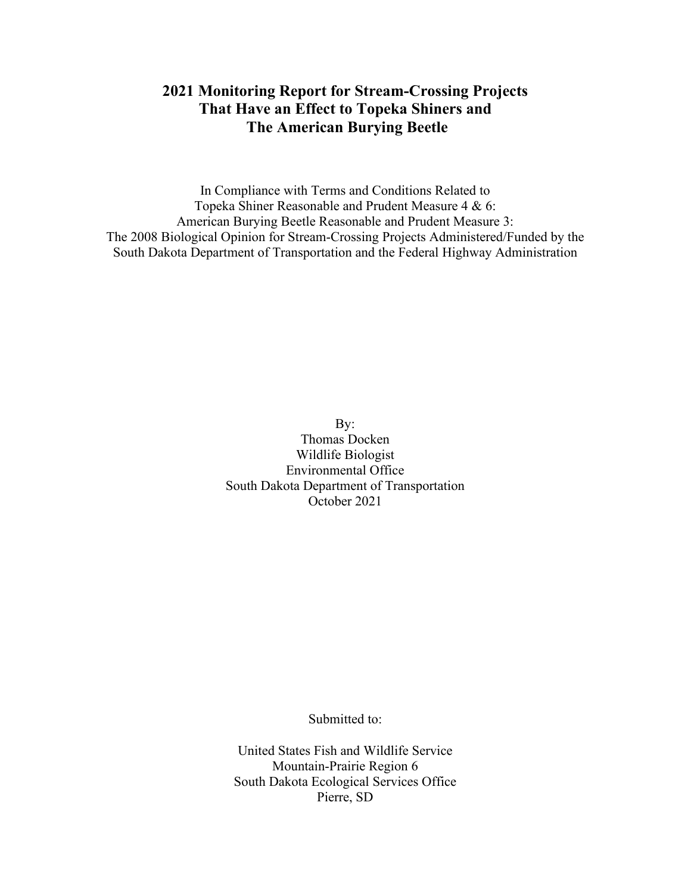# 2021 Monitoring Report for Stream-Crossing Projects That Have an Effect to Topeka Shiners and The American Burying Beetle

In Compliance with Terms and Conditions Related to
Topeka Shiner Reasonable and Prudent Measure 4 & 6:
American Burying Beetle Reasonable and Prudent Measure 3:
The 2008 Biological Opinion for Stream-Crossing Projects Administered/Funded by the South Dakota Department of Transportation and the Federal Highway Administration

By:
Thomas Docken
Wildlife Biologist
Environmental Office
South Dakota Department of Transportation
October 2021

Submitted to:

United States Fish and Wildlife Service
Mountain-Prairie Region 6
South Dakota Ecological Services Office
Pierre, SD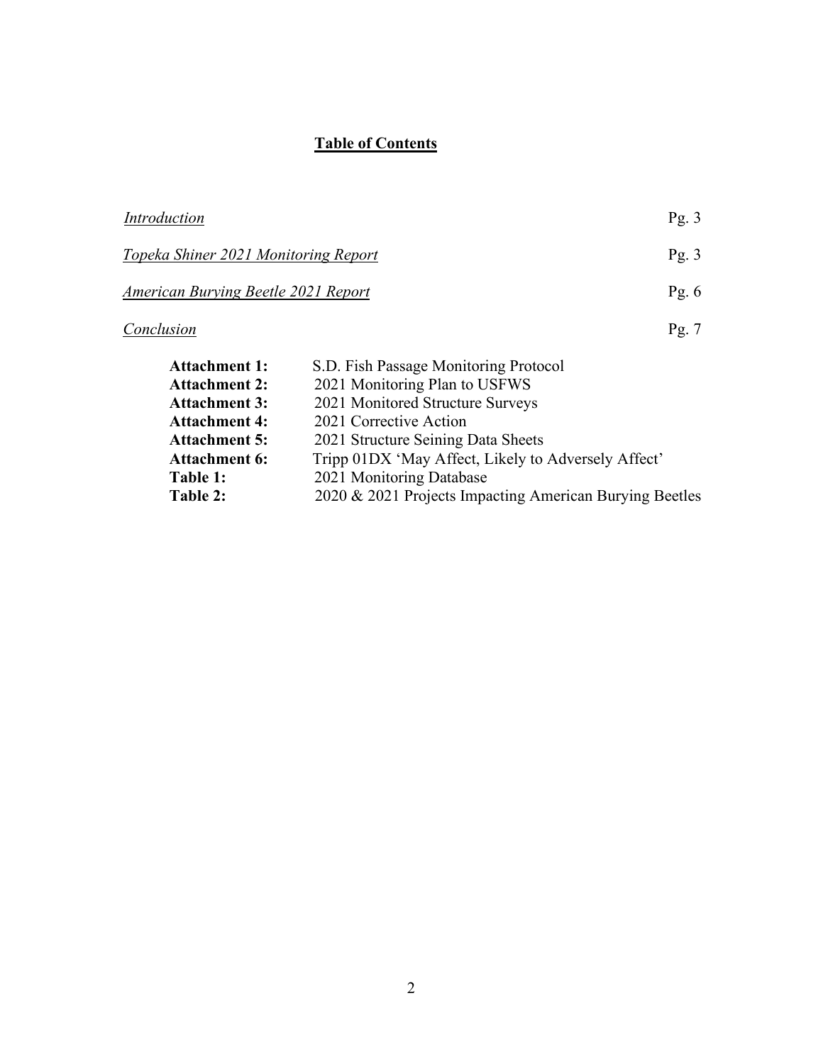# **Table of Contents**

| | |
|---|---|
| *Introduction* | Pg. 3 |
| *Topeka Shiner 2021 Monitoring Report* | Pg. 3 |
| *American Burying Beetle 2021 Report* | Pg. 6 |
| *Conclusion* | Pg. 7 |

| | |
|---|---|
| **Attachment 1:** | S.D. Fish Passage Monitoring Protocol |
| **Attachment 2:** | 2021 Monitoring Plan to USFWS |
| **Attachment 3:** | 2021 Monitored Structure Surveys |
| **Attachment 4:** | 2021 Corrective Action |
| **Attachment 5:** | 2021 Structure Seining Data Sheets |
| **Attachment 6:** | Tripp 01DX 'May Affect, Likely to Adversely Affect' |
| **Table 1:** | 2021 Monitoring Database |
| **Table 2:** | 2020 & 2021 Projects Impacting American Burying Beetles |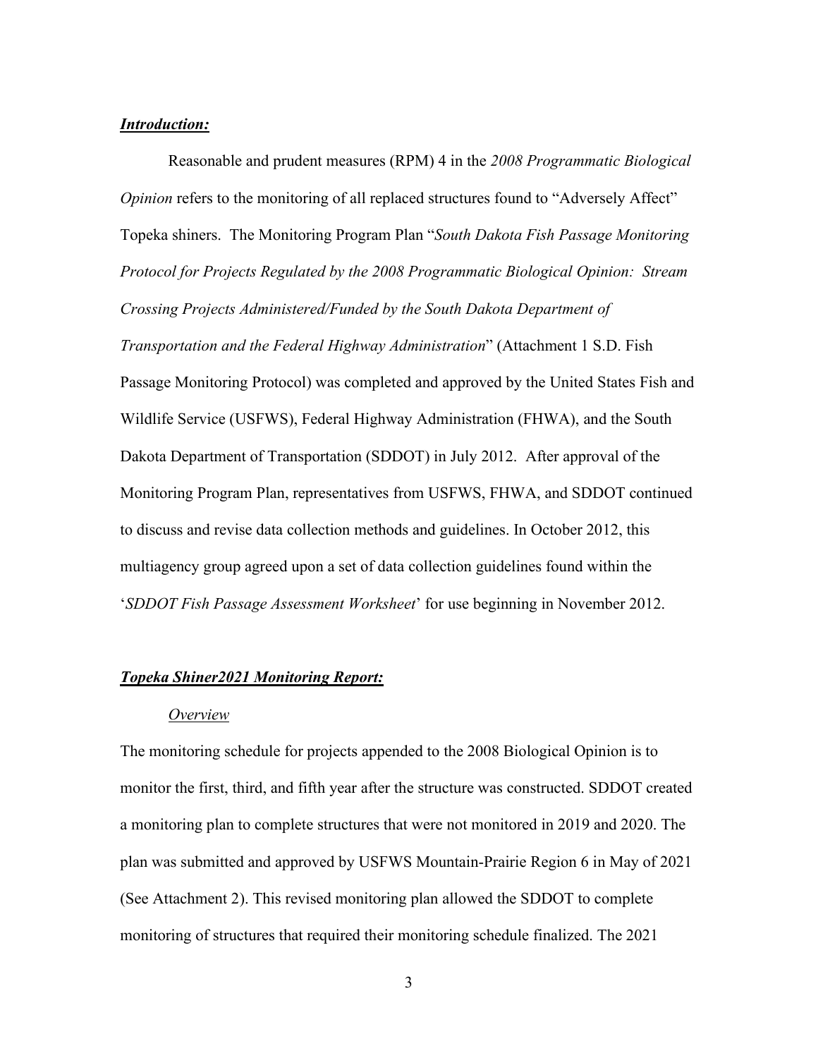## ***Introduction:***

Reasonable and prudent measures (RPM) 4 in the *2008 Programmatic Biological Opinion* refers to the monitoring of all replaced structures found to "Adversely Affect" Topeka shiners. The Monitoring Program Plan "*South Dakota Fish Passage Monitoring Protocol for Projects Regulated by the 2008 Programmatic Biological Opinion: Stream Crossing Projects Administered/Funded by the South Dakota Department of Transportation and the Federal Highway Administration*" (Attachment 1 S.D. Fish Passage Monitoring Protocol) was completed and approved by the United States Fish and Wildlife Service (USFWS), Federal Highway Administration (FHWA), and the South Dakota Department of Transportation (SDDOT) in July 2012. After approval of the Monitoring Program Plan, representatives from USFWS, FHWA, and SDDOT continued to discuss and revise data collection methods and guidelines. In October 2012, this multiagency group agreed upon a set of data collection guidelines found within the '*SDDOT Fish Passage Assessment Worksheet*' for use beginning in November 2012.

## ***Topeka Shiner2021 Monitoring Report:***

### *Overview*

The monitoring schedule for projects appended to the 2008 Biological Opinion is to monitor the first, third, and fifth year after the structure was constructed. SDDOT created a monitoring plan to complete structures that were not monitored in 2019 and 2020. The plan was submitted and approved by USFWS Mountain-Prairie Region 6 in May of 2021 (See Attachment 2). This revised monitoring plan allowed the SDDOT to complete monitoring of structures that required their monitoring schedule finalized. The 2021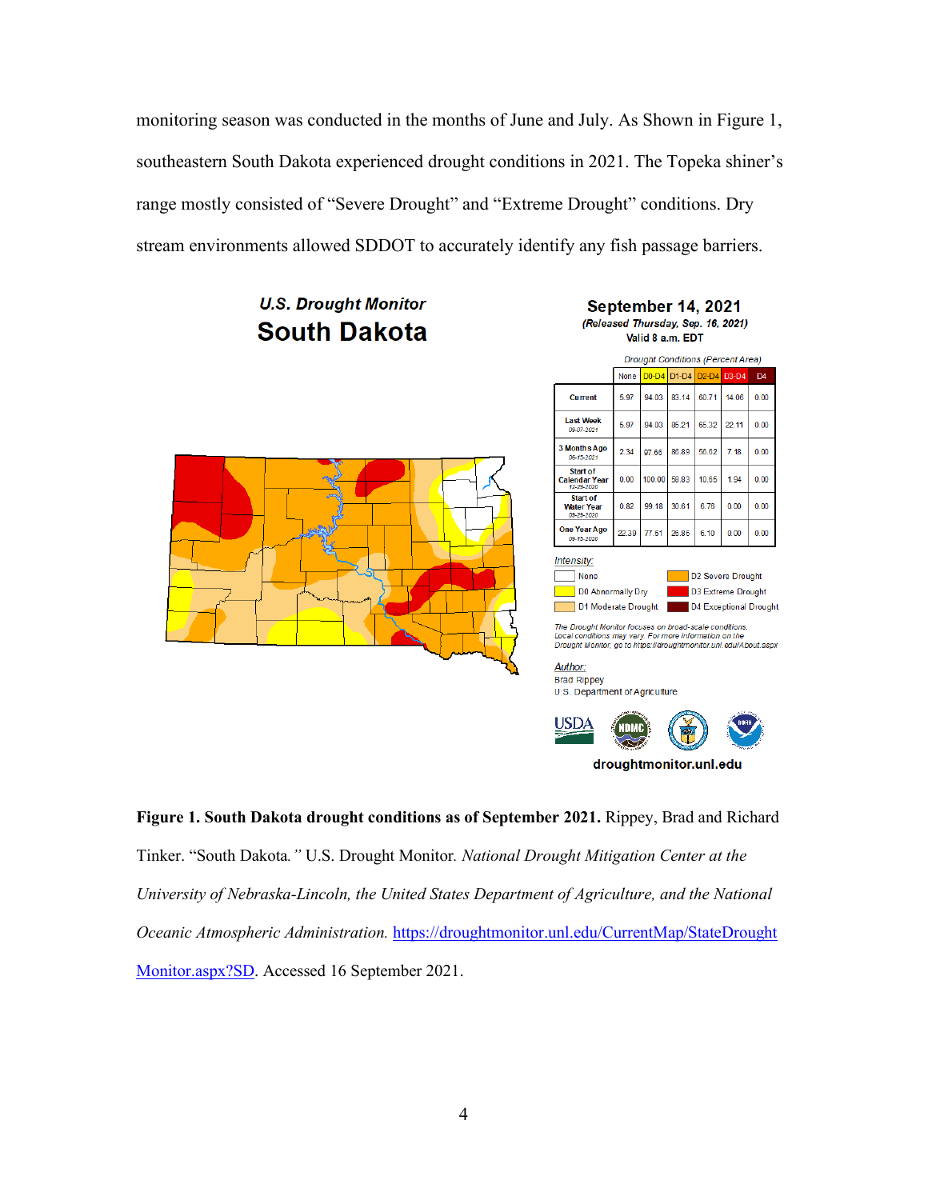monitoring season was conducted in the months of June and July. As Shown in Figure 1, southeastern South Dakota experienced drought conditions in 2021. The Topeka shiner's range mostly consisted of "Severe Drought" and "Extreme Drought" conditions. Dry stream environments allowed SDDOT to accurately identify any fish passage barriers.

***U.S. Drought Monitor***

**South Dakota**

**September 14, 2021**

***(Released Thursday, Sep. 16, 2021)***

**Valid 8 a.m. EDT**

*Drought Conditions (Percent Area)*

| | None | D0-D4 | D1-D4 | D2-D4 | D3-D4 | D4 |
|---|---|---|---|---|---|---|
| **Current** | 5.97 | 94.03 | 83.14 | 60.71 | 14.06 | 0.00 |
| **Last Week** 09-07-2021 | 5.97 | 94.03 | 85.21 | 65.32 | 22.11 | 0.00 |
| **3 Months Ago** 06-15-2021 | 2.34 | 97.66 | 86.89 | 56.62 | 7.18 | 0.00 |
| **Start of Calendar Year** 12-29-2020 | 0.00 | 100.00 | 58.83 | 10.65 | 1.94 | 0.00 |
| **Start of Water Year** 09-29-2020 | 0.82 | 99.18 | 30.61 | 6.76 | 0.00 | 0.00 |
| **One Year Ago** 09-15-2020 | 22.39 | 77.61 | 25.85 | 6.10 | 0.00 | 0.00 |

*Intensity:*

- None
- D0 Abnormally Dry
- D1 Moderate Drought
- D2 Severe Drought
- D3 Extreme Drought
- D4 Exceptional Drought

*The Drought Monitor focuses on broad-scale conditions. Local conditions may vary. For more information on the Drought Monitor, go to https://droughtmonitor.unl.edu/About.aspx*

*Author:*
Brad Rippey
U.S. Department of Agriculture

**droughtmonitor.unl.edu**

**Figure 1. South Dakota drought conditions as of September 2021.** Rippey, Brad and Richard Tinker. "South Dakota*."* U.S. Drought Monitor*. National Drought Mitigation Center at the University of Nebraska-Lincoln, the United States Department of Agriculture, and the National Oceanic Atmospheric Administration.* [https://droughtmonitor.unl.edu/CurrentMap/StateDroughtMonitor.aspx?SD](https://droughtmonitor.unl.edu/CurrentMap/StateDroughtMonitor.aspx?SD). Accessed 16 September 2021.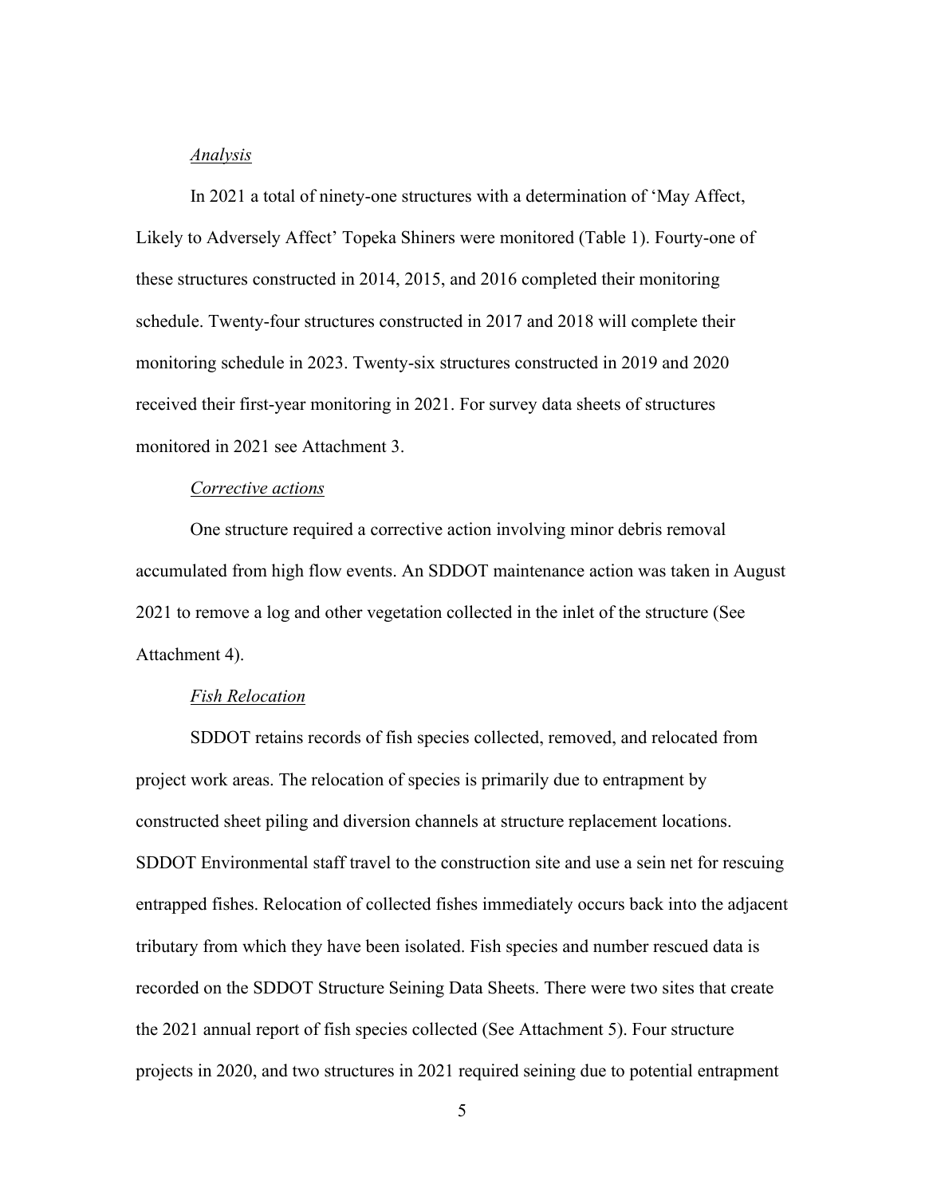*Analysis*

In 2021 a total of ninety-one structures with a determination of 'May Affect, Likely to Adversely Affect' Topeka Shiners were monitored (Table 1). Fourty-one of these structures constructed in 2014, 2015, and 2016 completed their monitoring schedule. Twenty-four structures constructed in 2017 and 2018 will complete their monitoring schedule in 2023. Twenty-six structures constructed in 2019 and 2020 received their first-year monitoring in 2021. For survey data sheets of structures monitored in 2021 see Attachment 3.

*Corrective actions*

One structure required a corrective action involving minor debris removal accumulated from high flow events. An SDDOT maintenance action was taken in August 2021 to remove a log and other vegetation collected in the inlet of the structure (See Attachment 4).

*Fish Relocation*

SDDOT retains records of fish species collected, removed, and relocated from project work areas. The relocation of species is primarily due to entrapment by constructed sheet piling and diversion channels at structure replacement locations. SDDOT Environmental staff travel to the construction site and use a sein net for rescuing entrapped fishes. Relocation of collected fishes immediately occurs back into the adjacent tributary from which they have been isolated. Fish species and number rescued data is recorded on the SDDOT Structure Seining Data Sheets. There were two sites that create the 2021 annual report of fish species collected (See Attachment 5). Four structure projects in 2020, and two structures in 2021 required seining due to potential entrapment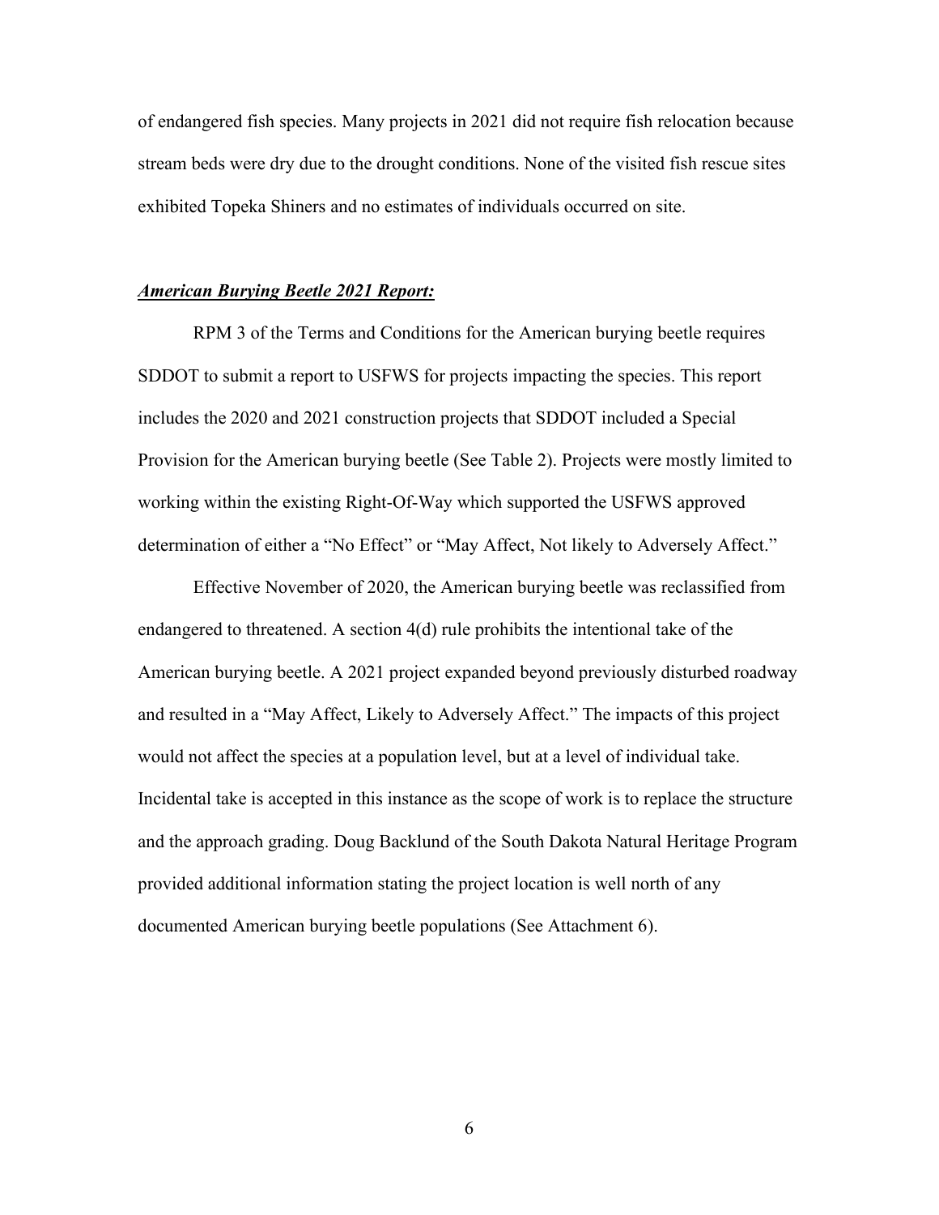of endangered fish species. Many projects in 2021 did not require fish relocation because stream beds were dry due to the drought conditions. None of the visited fish rescue sites exhibited Topeka Shiners and no estimates of individuals occurred on site.

***American Burying Beetle 2021 Report:***

RPM 3 of the Terms and Conditions for the American burying beetle requires SDDOT to submit a report to USFWS for projects impacting the species. This report includes the 2020 and 2021 construction projects that SDDOT included a Special Provision for the American burying beetle (See Table 2). Projects were mostly limited to working within the existing Right-Of-Way which supported the USFWS approved determination of either a "No Effect" or "May Affect, Not likely to Adversely Affect."

Effective November of 2020, the American burying beetle was reclassified from endangered to threatened. A section 4(d) rule prohibits the intentional take of the American burying beetle. A 2021 project expanded beyond previously disturbed roadway and resulted in a "May Affect, Likely to Adversely Affect." The impacts of this project would not affect the species at a population level, but at a level of individual take. Incidental take is accepted in this instance as the scope of work is to replace the structure and the approach grading. Doug Backlund of the South Dakota Natural Heritage Program provided additional information stating the project location is well north of any documented American burying beetle populations (See Attachment 6).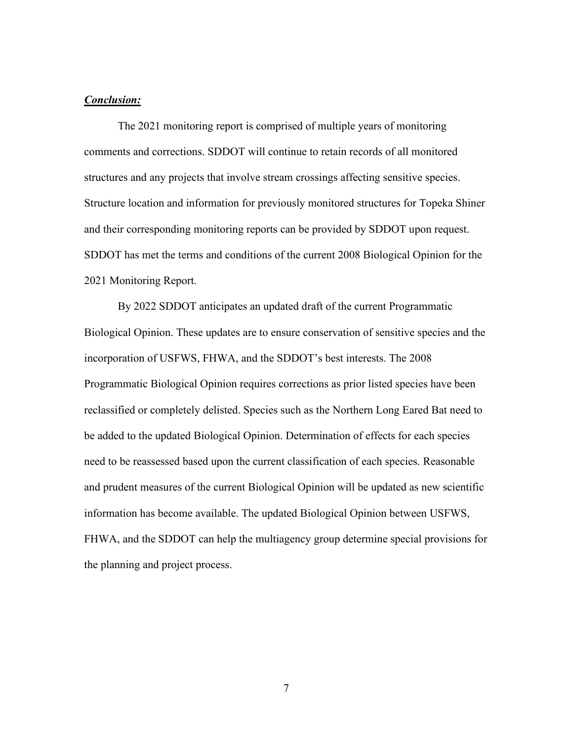***Conclusion:***

The 2021 monitoring report is comprised of multiple years of monitoring comments and corrections. SDDOT will continue to retain records of all monitored structures and any projects that involve stream crossings affecting sensitive species. Structure location and information for previously monitored structures for Topeka Shiner and their corresponding monitoring reports can be provided by SDDOT upon request. SDDOT has met the terms and conditions of the current 2008 Biological Opinion for the 2021 Monitoring Report.

By 2022 SDDOT anticipates an updated draft of the current Programmatic Biological Opinion. These updates are to ensure conservation of sensitive species and the incorporation of USFWS, FHWA, and the SDDOT's best interests. The 2008 Programmatic Biological Opinion requires corrections as prior listed species have been reclassified or completely delisted. Species such as the Northern Long Eared Bat need to be added to the updated Biological Opinion. Determination of effects for each species need to be reassessed based upon the current classification of each species. Reasonable and prudent measures of the current Biological Opinion will be updated as new scientific information has become available. The updated Biological Opinion between USFWS, FHWA, and the SDDOT can help the multiagency group determine special provisions for the planning and project process.